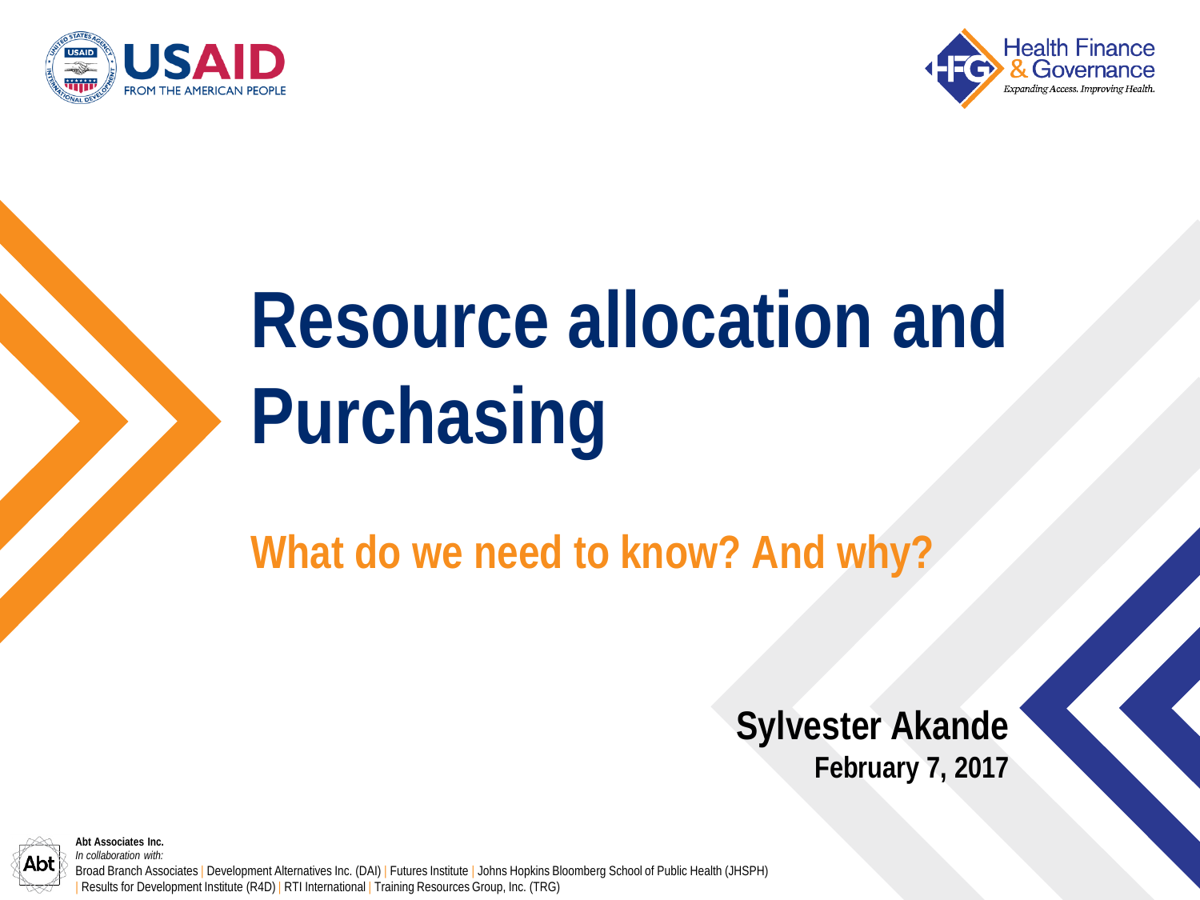USAID
FROM THE AMERICAN PEOPLE

Health Finance & Governance
*Expanding Access. Improving Health.*

# Resource allocation and Purchasing

## What do we need to know? And why?

**Sylvester Akande**
**February 7, 2017**

**Abt Associates Inc.**
*In collaboration with:*
Broad Branch Associates | Development Alternatives Inc. (DAI) | Futures Institute | Johns Hopkins Bloomberg School of Public Health (JHSPH) | Results for Development Institute (R4D) | RTI International | Training Resources Group, Inc. (TRG)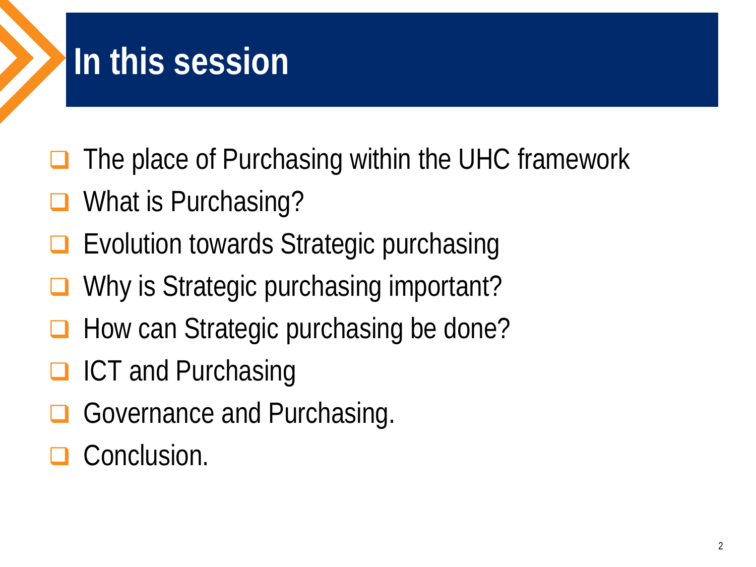# In this session

- The place of Purchasing within the UHC framework
- What is Purchasing?
- Evolution towards Strategic purchasing
- Why is Strategic purchasing important?
- How can Strategic purchasing be done?
- ICT and Purchasing
- Governance and Purchasing.
- Conclusion.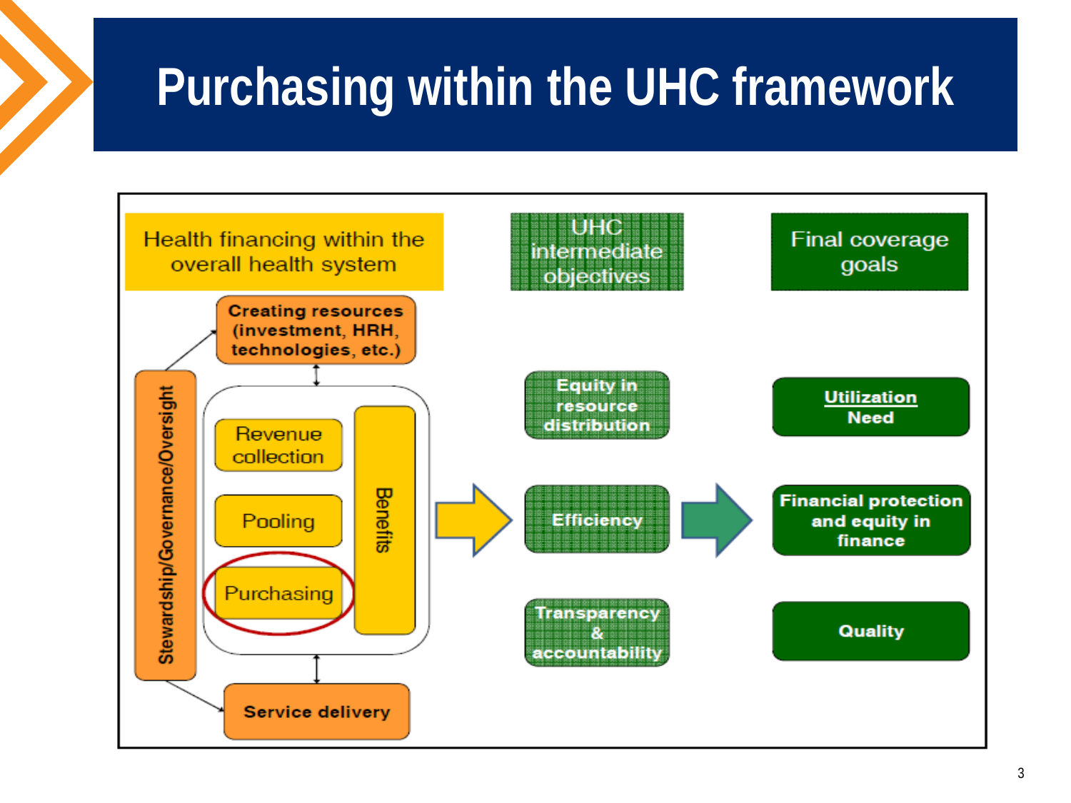# Purchasing within the UHC framework

Health financing within the overall health system

Creating resources (investment, HRH, technologies, etc.)

Stewardship/Governance/Oversight

Revenue collection

Pooling

Purchasing

Benefits

Service delivery

UHC intermediate objectives

Equity in resource distribution

Efficiency

Transparency & accountability

Final coverage goals

Utilization
Need

Financial protection and equity in finance

Quality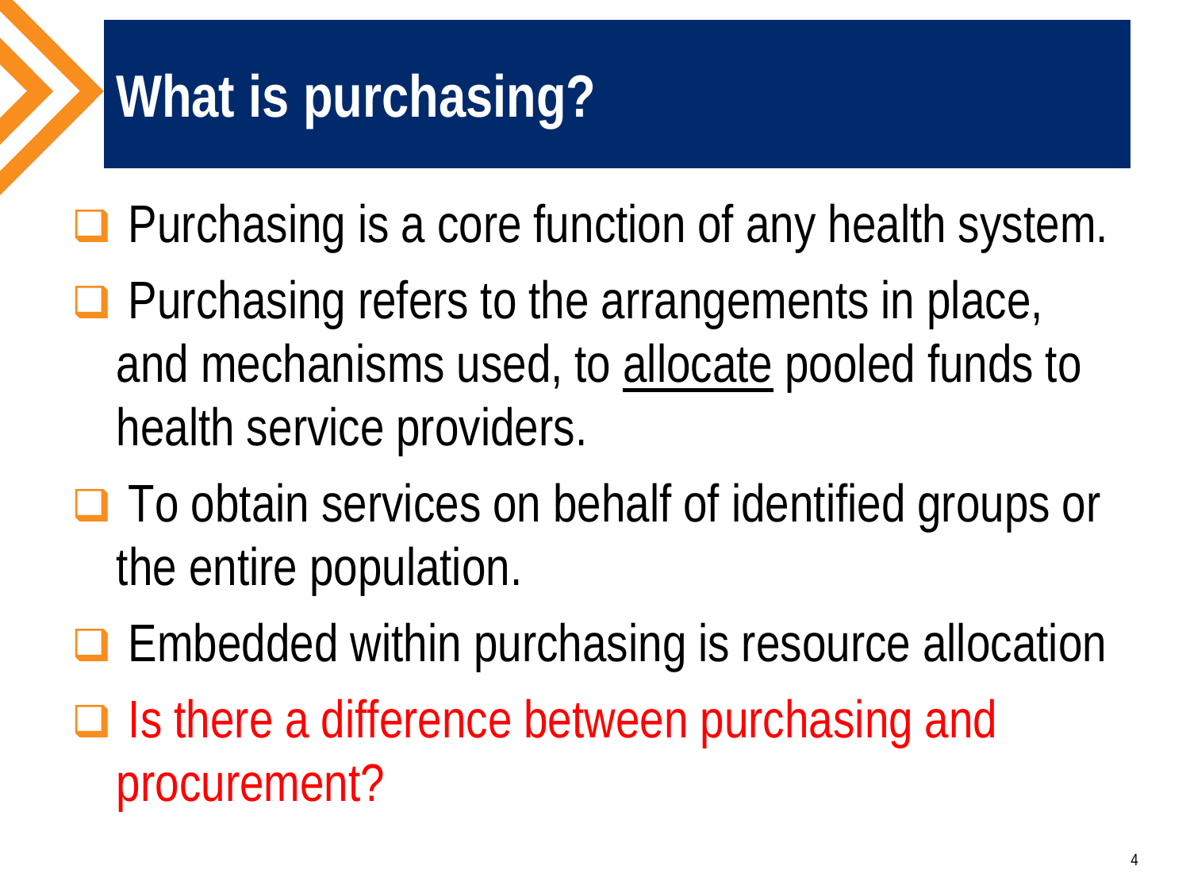# What is purchasing?

- Purchasing is a core function of any health system.
- Purchasing refers to the arrangements in place, and mechanisms used, to <u>allocate</u> pooled funds to health service providers.
- To obtain services on behalf of identified groups or the entire population.
- Embedded within purchasing is resource allocation
- Is there a difference between purchasing and procurement?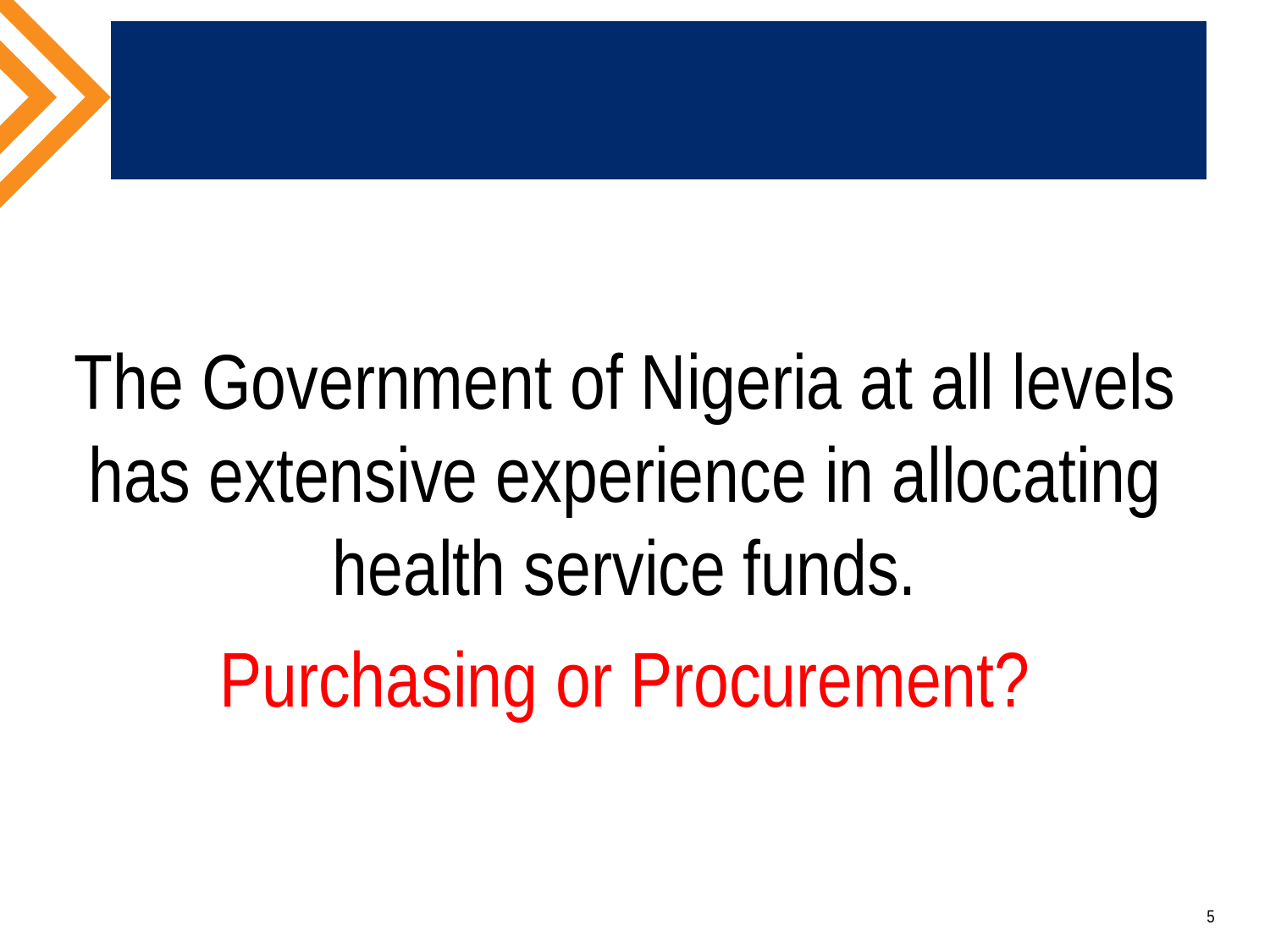The Government of Nigeria at all levels has extensive experience in allocating health service funds.

Purchasing or Procurement?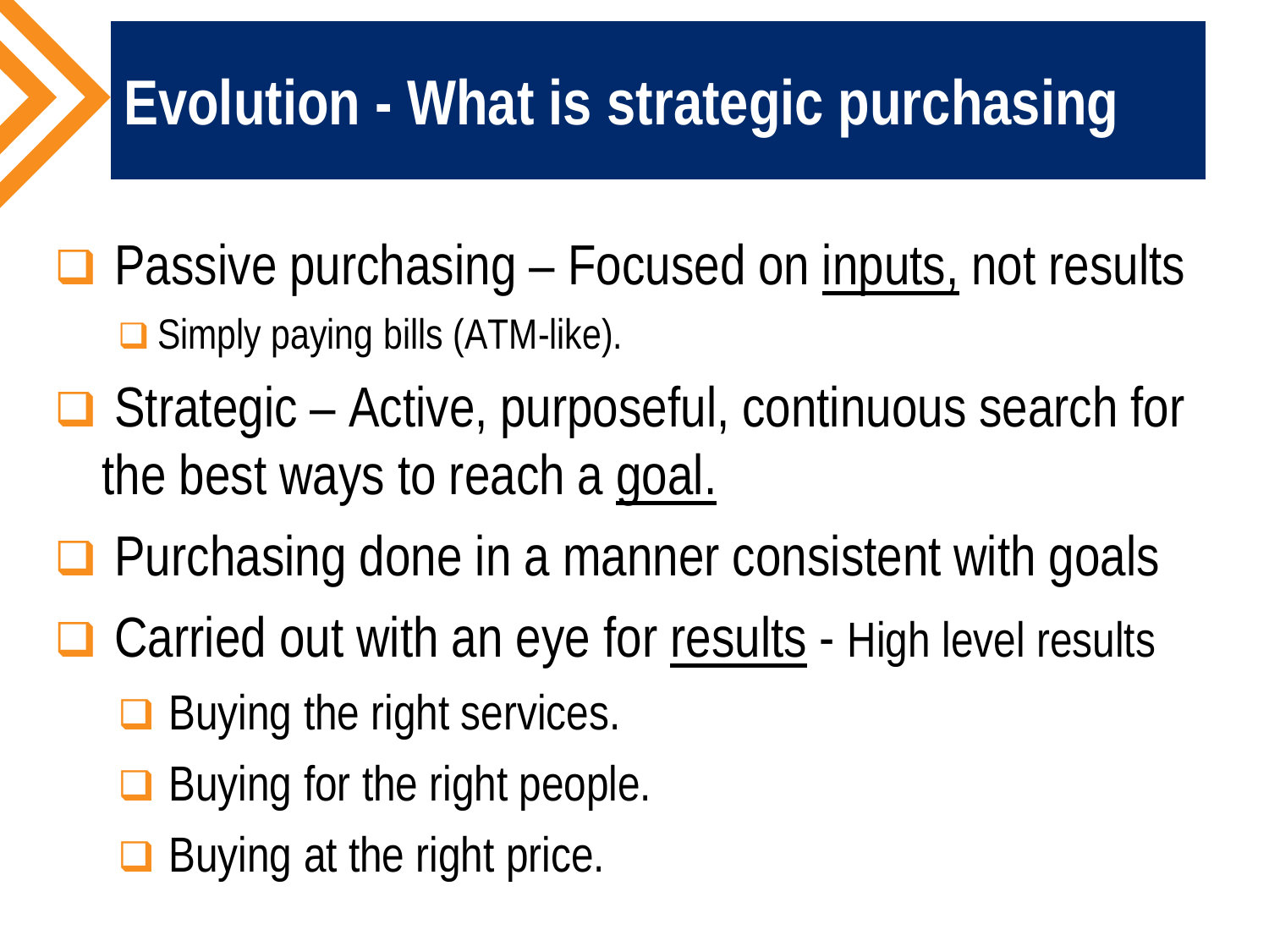# Evolution - What is strategic purchasing

- Passive purchasing – Focused on <u>inputs,</u> not results
  - Simply paying bills (ATM-like).
- Strategic – Active, purposeful, continuous search for the best ways to reach a <u>goal.</u>
- Purchasing done in a manner consistent with goals
- Carried out with an eye for <u>results</u> - High level results
  - Buying the right services.
  - Buying for the right people.
  - Buying at the right price.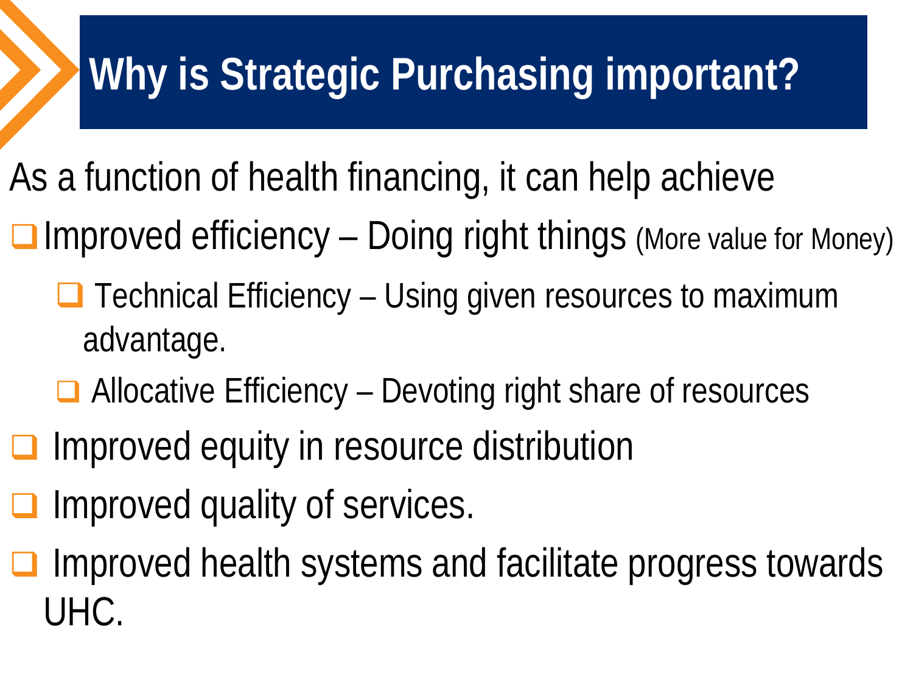# Why is Strategic Purchasing important?

As a function of health financing, it can help achieve

- Improved efficiency – Doing right things (More value for Money)
  - Technical Efficiency – Using given resources to maximum advantage.
  - Allocative Efficiency – Devoting right share of resources
- Improved equity in resource distribution
- Improved quality of services.
- Improved health systems and facilitate progress towards UHC.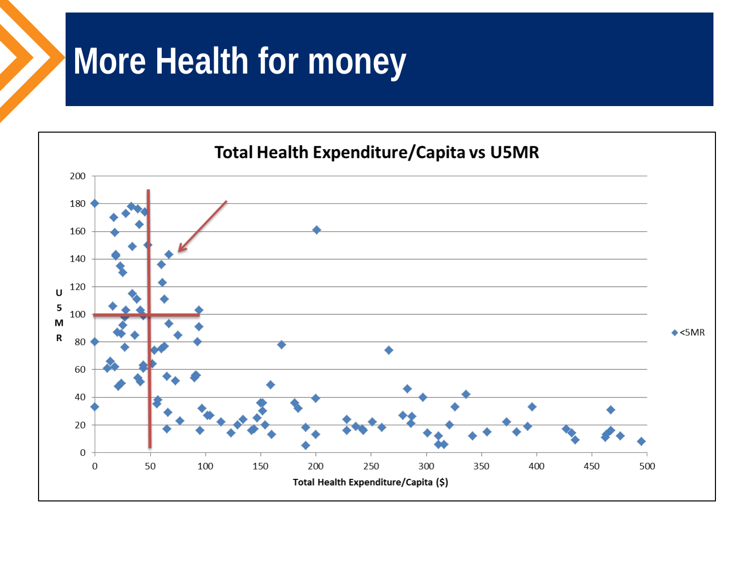# More Health for money

**Total Health Expenditure/Capita vs U5MR**

U5MR (y-axis: 0–200) vs Total Health Expenditure/Capita ($) (x-axis: 0–500)

Legend: <5MR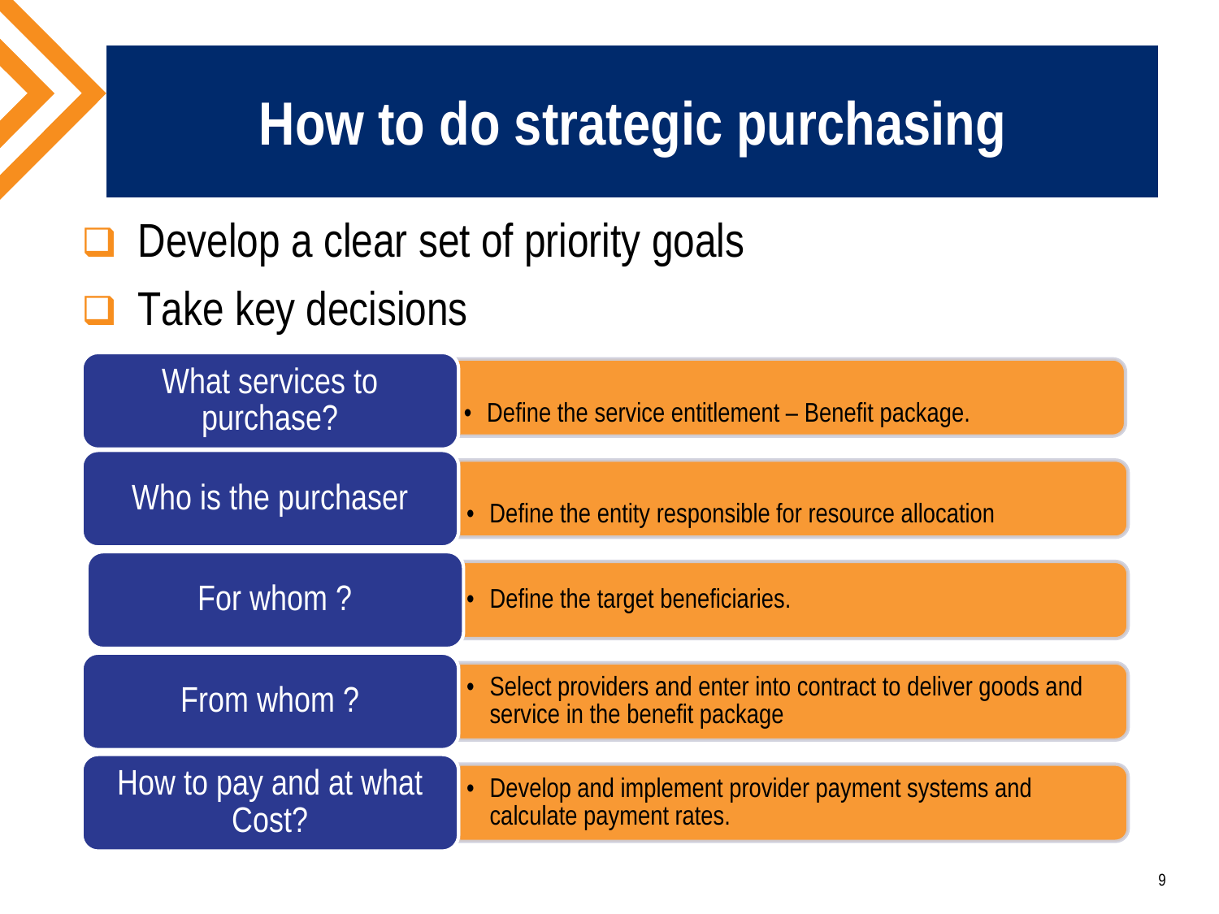# How to do strategic purchasing

- Develop a clear set of priority goals
- Take key decisions

| Key decision | Action |
| --- | --- |
| What services to purchase? | • Define the service entitlement – Benefit package. |
| Who is the purchaser | • Define the entity responsible for resource allocation |
| For whom ? | • Define the target beneficiaries. |
| From whom ? | • Select providers and enter into contract to deliver goods and service in the benefit package |
| How to pay and at what Cost? | • Develop and implement provider payment systems and calculate payment rates. |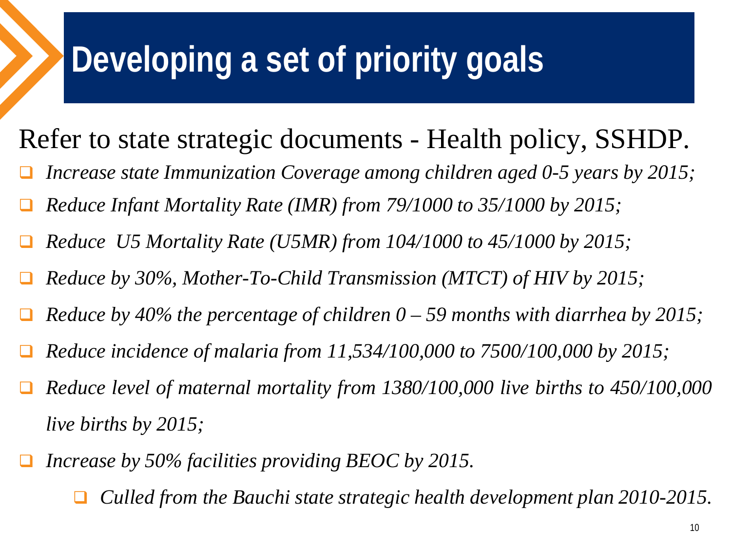# Developing a set of priority goals

Refer to state strategic documents - Health policy, SSHDP.

- *Increase state Immunization Coverage among children aged 0-5 years by 2015;*
- *Reduce Infant Mortality Rate (IMR) from 79/1000 to 35/1000 by 2015;*
- *Reduce U5 Mortality Rate (U5MR) from 104/1000 to 45/1000 by 2015;*
- *Reduce by 30%, Mother-To-Child Transmission (MTCT) of HIV by 2015;*
- *Reduce by 40% the percentage of children 0 – 59 months with diarrhea by 2015;*
- *Reduce incidence of malaria from 11,534/100,000 to 7500/100,000 by 2015;*
- *Reduce level of maternal mortality from 1380/100,000 live births to 450/100,000 live births by 2015;*
- *Increase by 50% facilities providing BEOC by 2015.*
    - *Culled from the Bauchi state strategic health development plan 2010-2015.*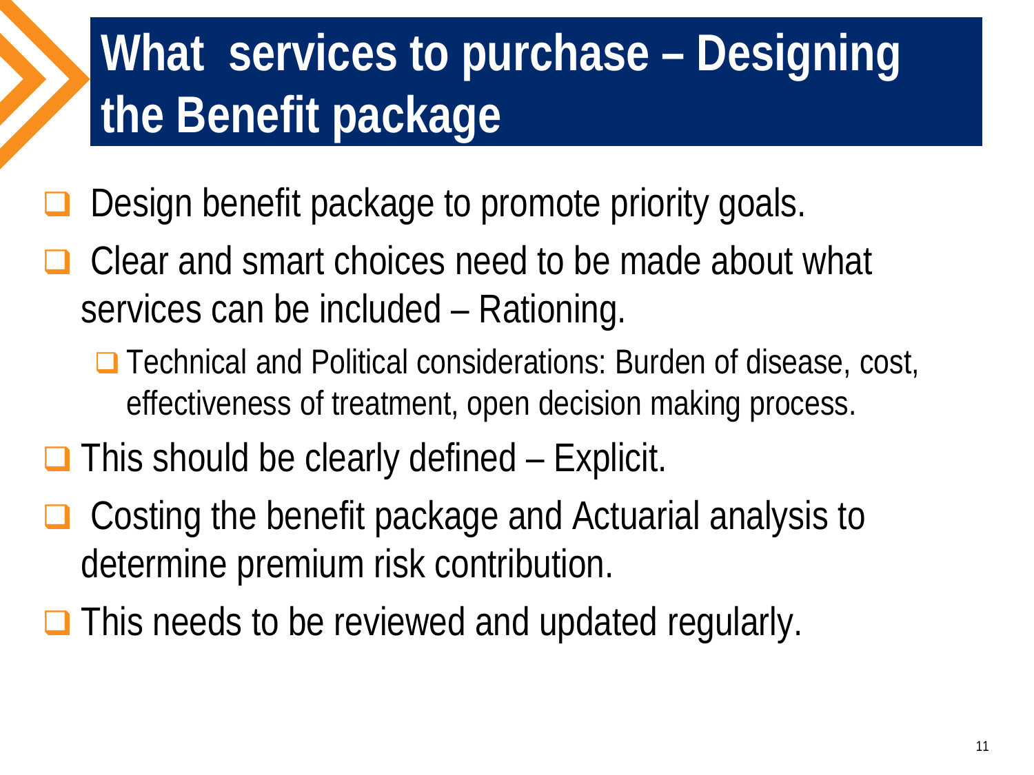# What services to purchase – Designing the Benefit package

- Design benefit package to promote priority goals.
- Clear and smart choices need to be made about what services can be included – Rationing.
  - Technical and Political considerations: Burden of disease, cost, effectiveness of treatment, open decision making process.
- This should be clearly defined – Explicit.
- Costing the benefit package and Actuarial analysis to determine premium risk contribution.
- This needs to be reviewed and updated regularly.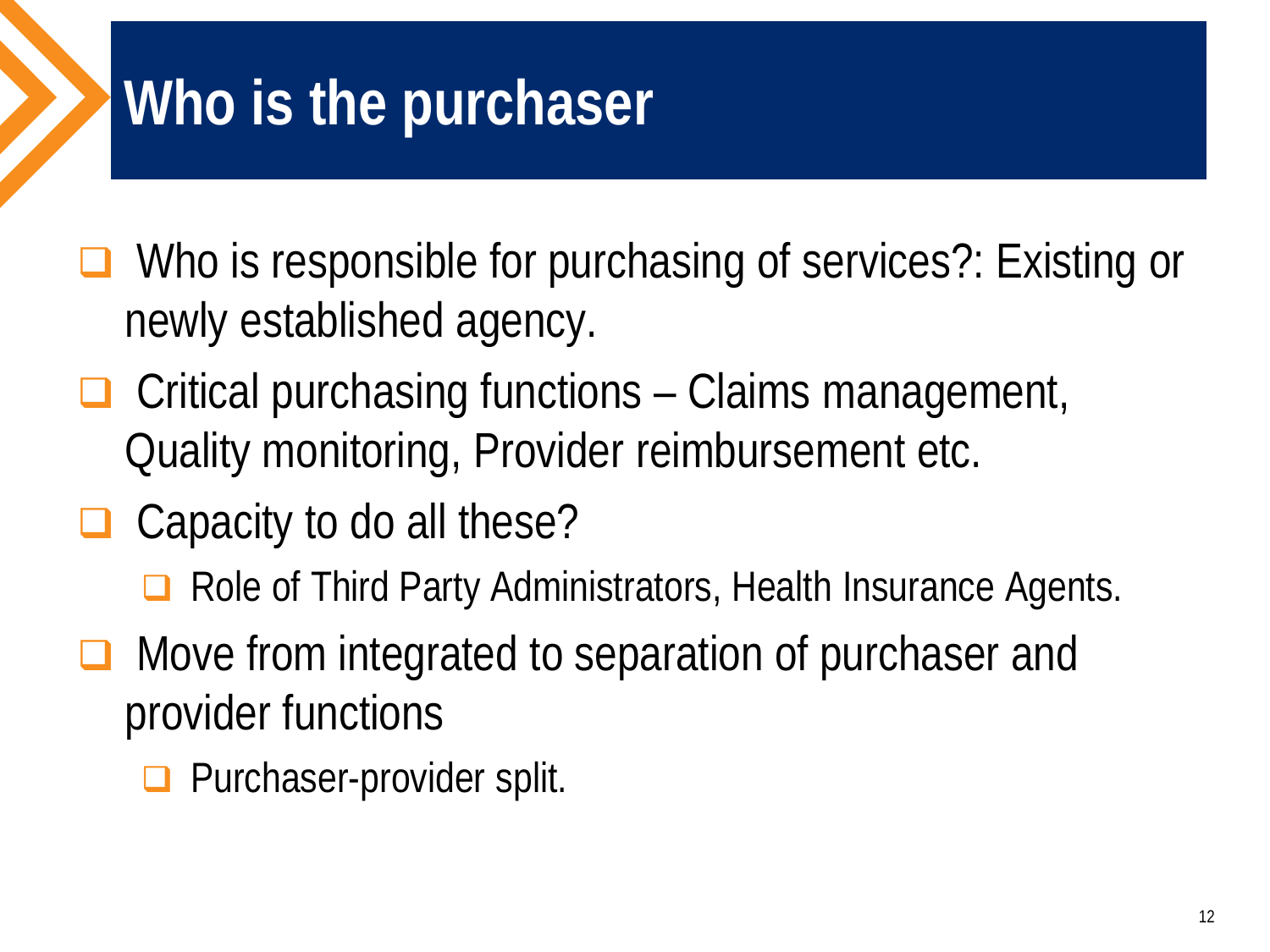# Who is the purchaser

- Who is responsible for purchasing of services?: Existing or newly established agency.
- Critical purchasing functions – Claims management, Quality monitoring, Provider reimbursement etc.
- Capacity to do all these?
  - Role of Third Party Administrators, Health Insurance Agents.
- Move from integrated to separation of purchaser and provider functions
  - Purchaser-provider split.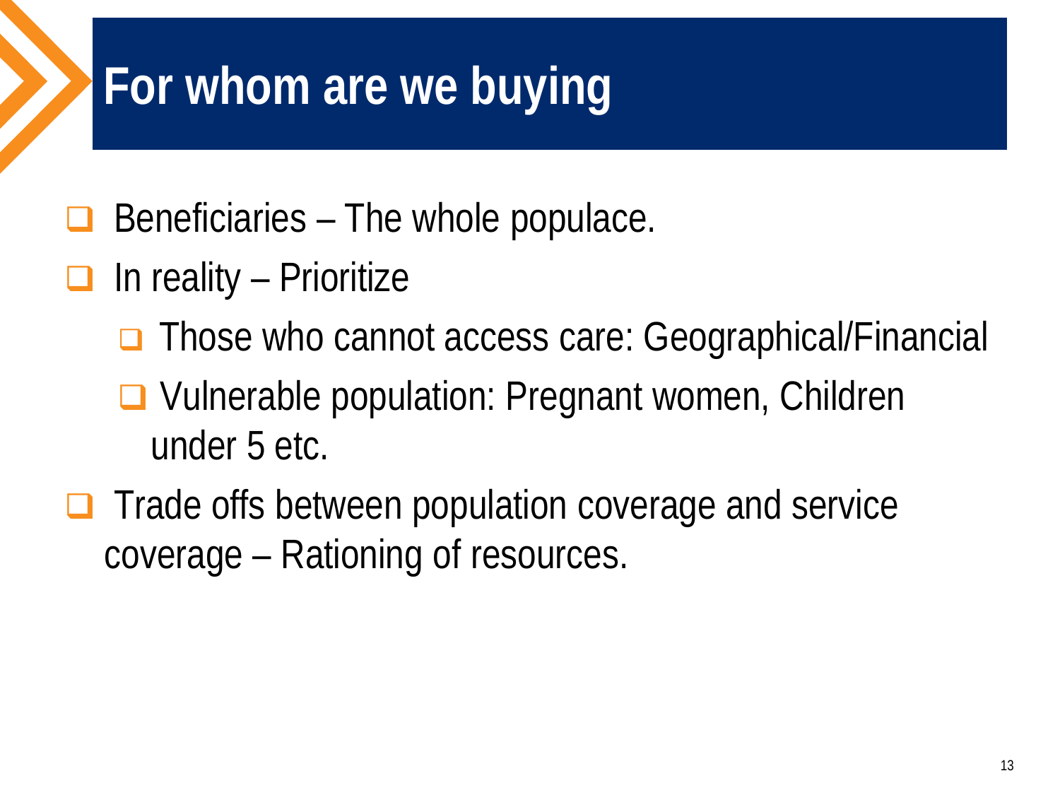# For whom are we buying

- Beneficiaries – The whole populace.
- In reality – Prioritize
  - Those who cannot access care: Geographical/Financial
  - Vulnerable population: Pregnant women, Children under 5 etc.
- Trade offs between population coverage and service coverage – Rationing of resources.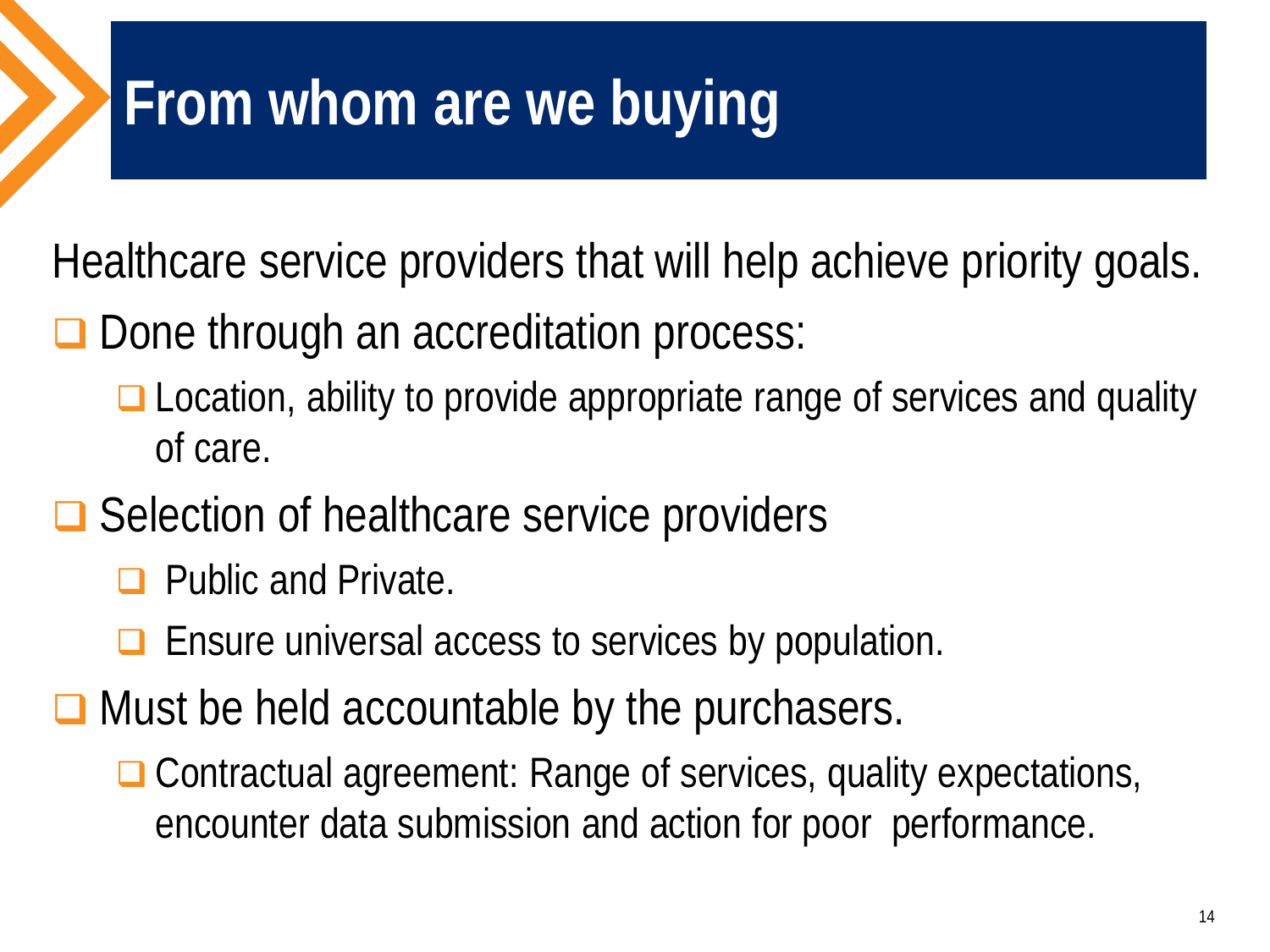# From whom are we buying

Healthcare service providers that will help achieve priority goals.

- Done through an accreditation process:
  - Location, ability to provide appropriate range of services and quality of care.
- Selection of healthcare service providers
  - Public and Private.
  - Ensure universal access to services by population.
- Must be held accountable by the purchasers.
  - Contractual agreement: Range of services, quality expectations, encounter data submission and action for poor performance.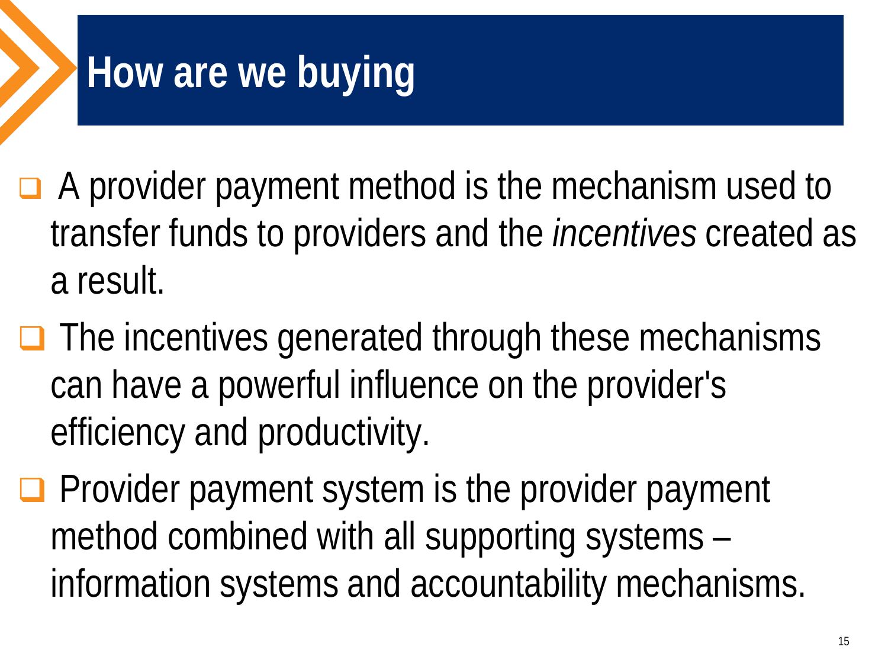# How are we buying

- A provider payment method is the mechanism used to transfer funds to providers and the *incentives* created as a result.
- The incentives generated through these mechanisms can have a powerful influence on the provider's efficiency and productivity.
- Provider payment system is the provider payment method combined with all supporting systems – information systems and accountability mechanisms.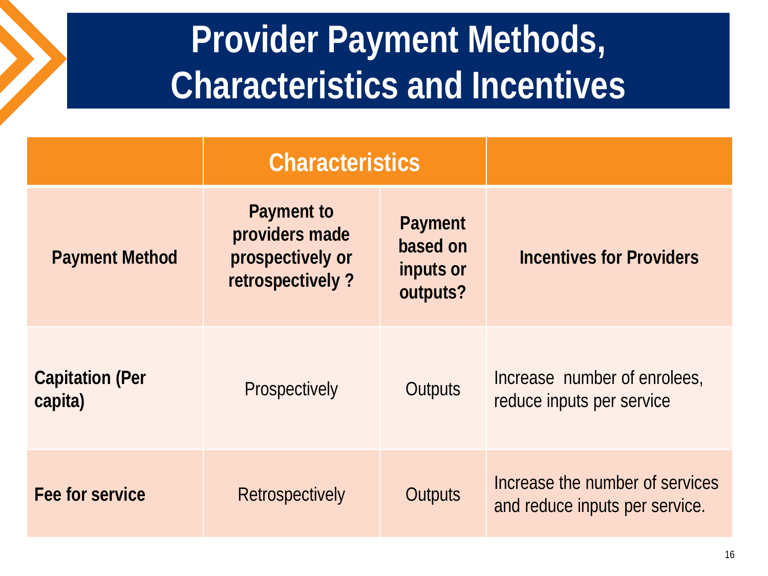# Provider Payment Methods, Characteristics and Incentives

| | Characteristics | | |
|---|---|---|---|
| **Payment Method** | **Payment to providers made prospectively or retrospectively ?** | **Payment based on inputs or outputs?** | **Incentives for Providers** |
| **Capitation (Per capita)** | Prospectively | Outputs | Increase number of enrolees, reduce inputs per service |
| **Fee for service** | Retrospectively | Outputs | Increase the number of services and reduce inputs per service. |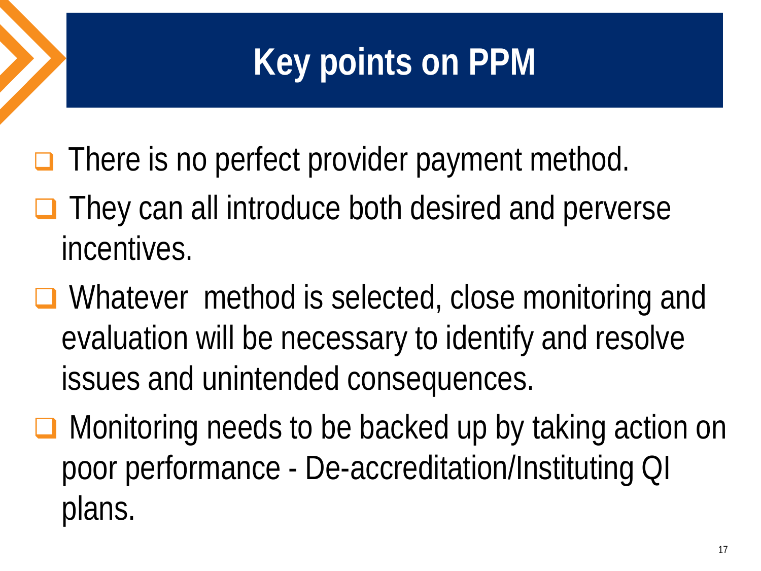# Key points on PPM

- There is no perfect provider payment method.
- They can all introduce both desired and perverse incentives.
- Whatever  method is selected, close monitoring and evaluation will be necessary to identify and resolve issues and unintended consequences.
- Monitoring needs to be backed up by taking action on poor performance - De-accreditation/Instituting QI plans.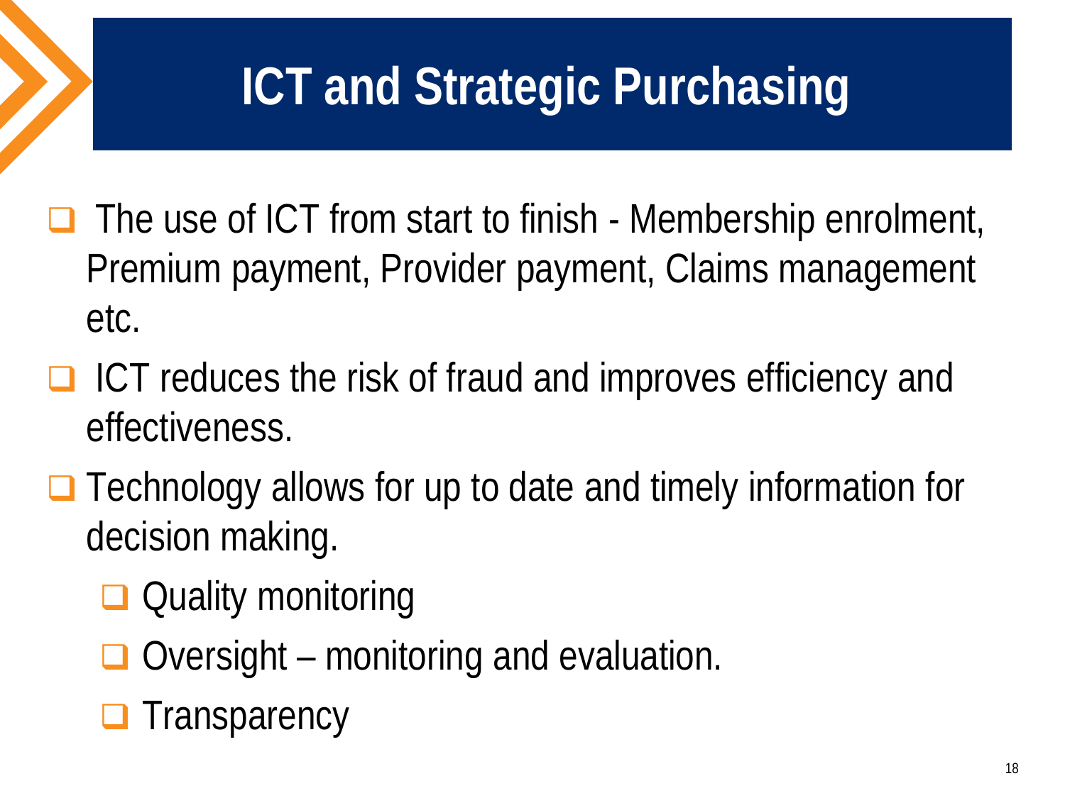# ICT and Strategic Purchasing

- The use of ICT from start to finish - Membership enrolment, Premium payment, Provider payment, Claims management etc.
- ICT reduces the risk of fraud and improves efficiency and effectiveness.
- Technology allows for up to date and timely information for decision making.
  - Quality monitoring
  - Oversight – monitoring and evaluation.
  - Transparency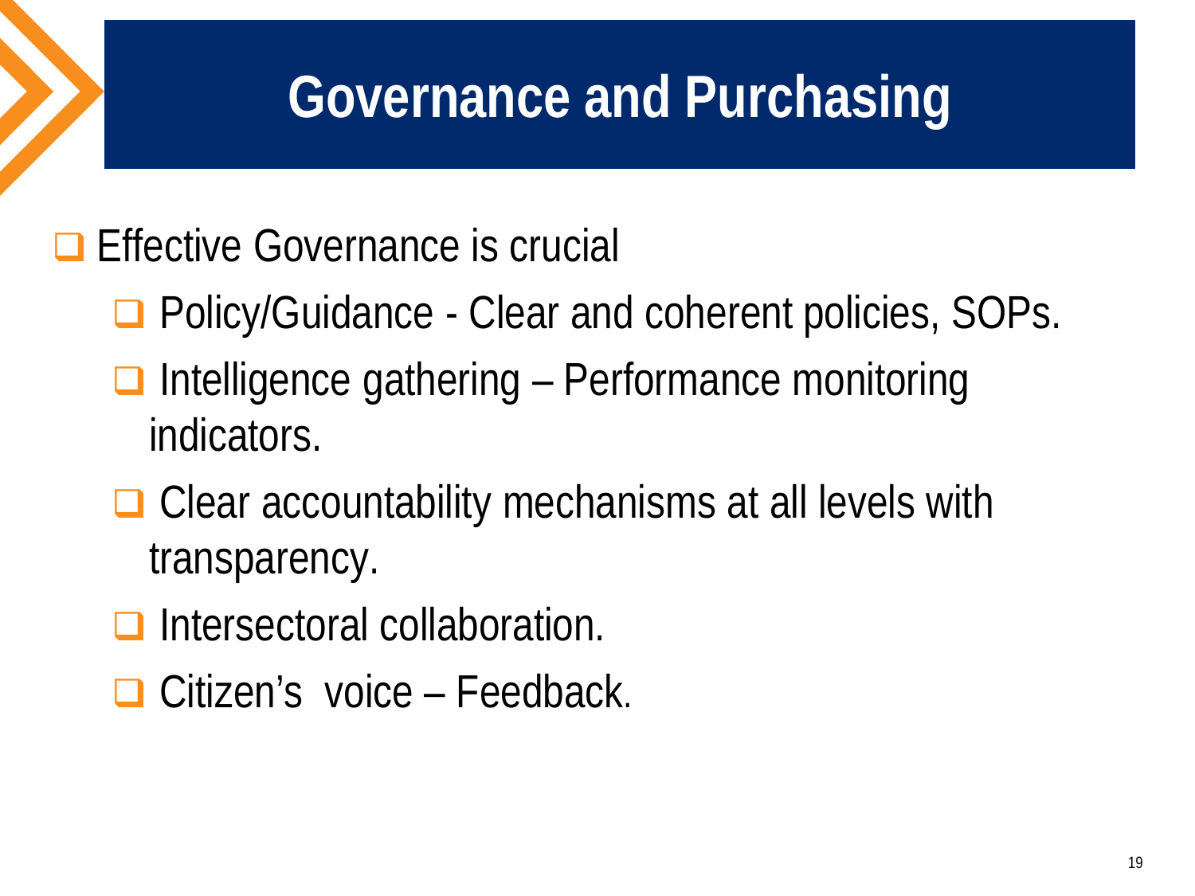# Governance and Purchasing

- Effective Governance is crucial
  - Policy/Guidance - Clear and coherent policies, SOPs.
  - Intelligence gathering – Performance monitoring indicators.
  - Clear accountability mechanisms at all levels with transparency.
  - Intersectoral collaboration.
  - Citizen's voice – Feedback.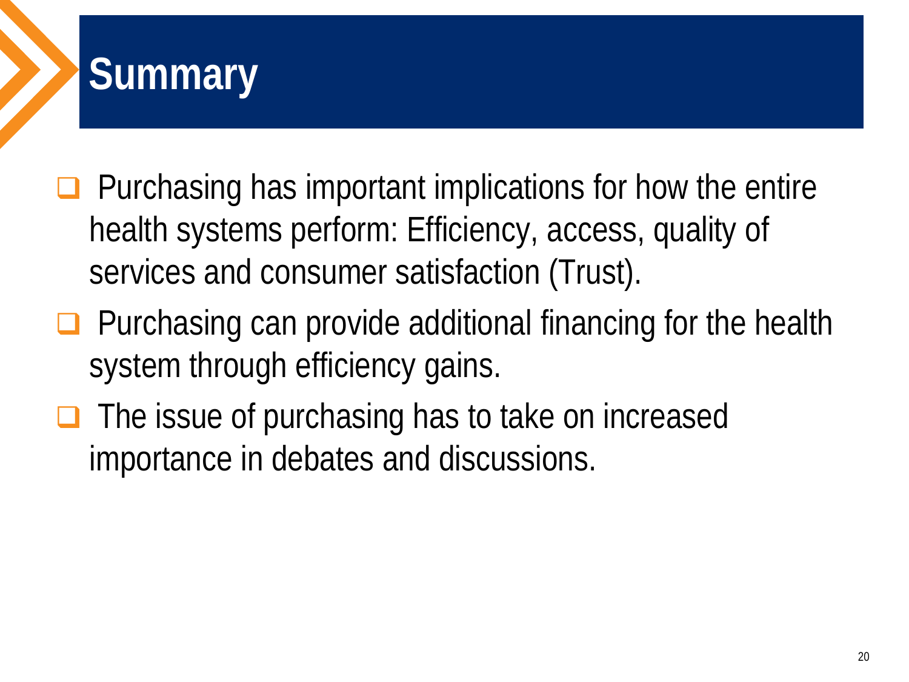# Summary

- Purchasing has important implications for how the entire health systems perform: Efficiency, access, quality of services and consumer satisfaction (Trust).
- Purchasing can provide additional financing for the health system through efficiency gains.
- The issue of purchasing has to take on increased importance in debates and discussions.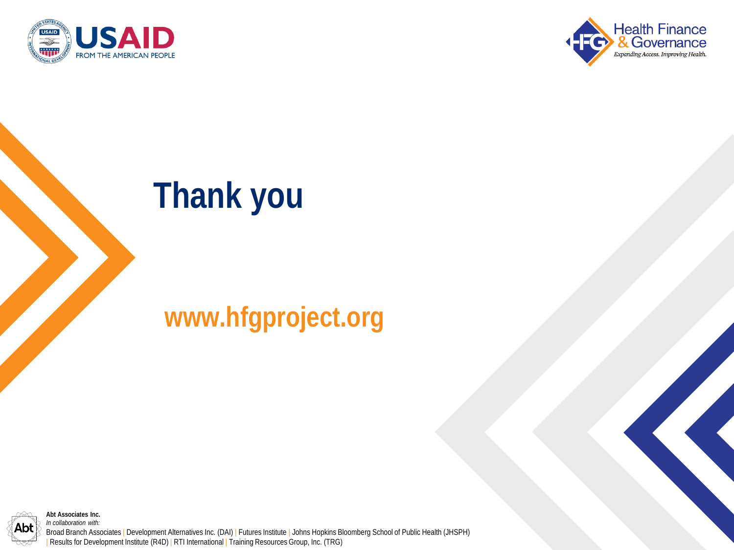# Thank you

**www.hfgproject.org**

**Abt Associates Inc.**
*In collaboration with:*
Broad Branch Associates | Development Alternatives Inc. (DAI) | Futures Institute | Johns Hopkins Bloomberg School of Public Health (JHSPH) | Results for Development Institute (R4D) | RTI International | Training Resources Group, Inc. (TRG)